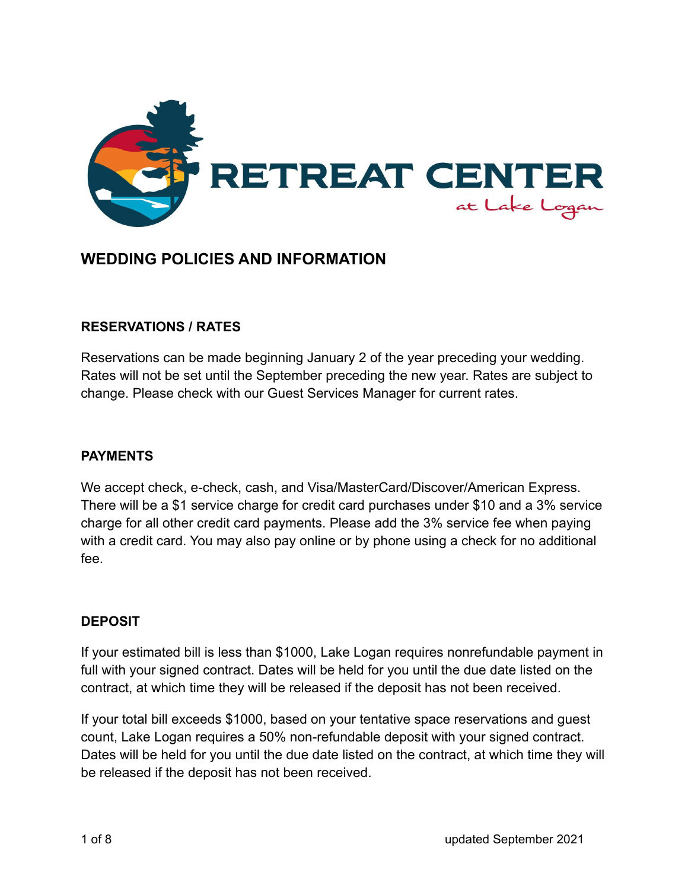RETREAT CENTER at Lake Logan

# WEDDING POLICIES AND INFORMATION

## RESERVATIONS / RATES

Reservations can be made beginning January 2 of the year preceding your wedding. Rates will not be set until the September preceding the new year. Rates are subject to change. Please check with our Guest Services Manager for current rates.

## PAYMENTS

We accept check, e-check, cash, and Visa/MasterCard/Discover/American Express. There will be a $1 service charge for credit card purchases under $10 and a 3% service charge for all other credit card payments. Please add the 3% service fee when paying with a credit card. You may also pay online or by phone using a check for no additional fee.

## DEPOSIT

If your estimated bill is less than $1000, Lake Logan requires nonrefundable payment in full with your signed contract. Dates will be held for you until the due date listed on the contract, at which time they will be released if the deposit has not been received.

If your total bill exceeds $1000, based on your tentative space reservations and guest count, Lake Logan requires a 50% non-refundable deposit with your signed contract. Dates will be held for you until the due date listed on the contract, at which time they will be released if the deposit has not been received.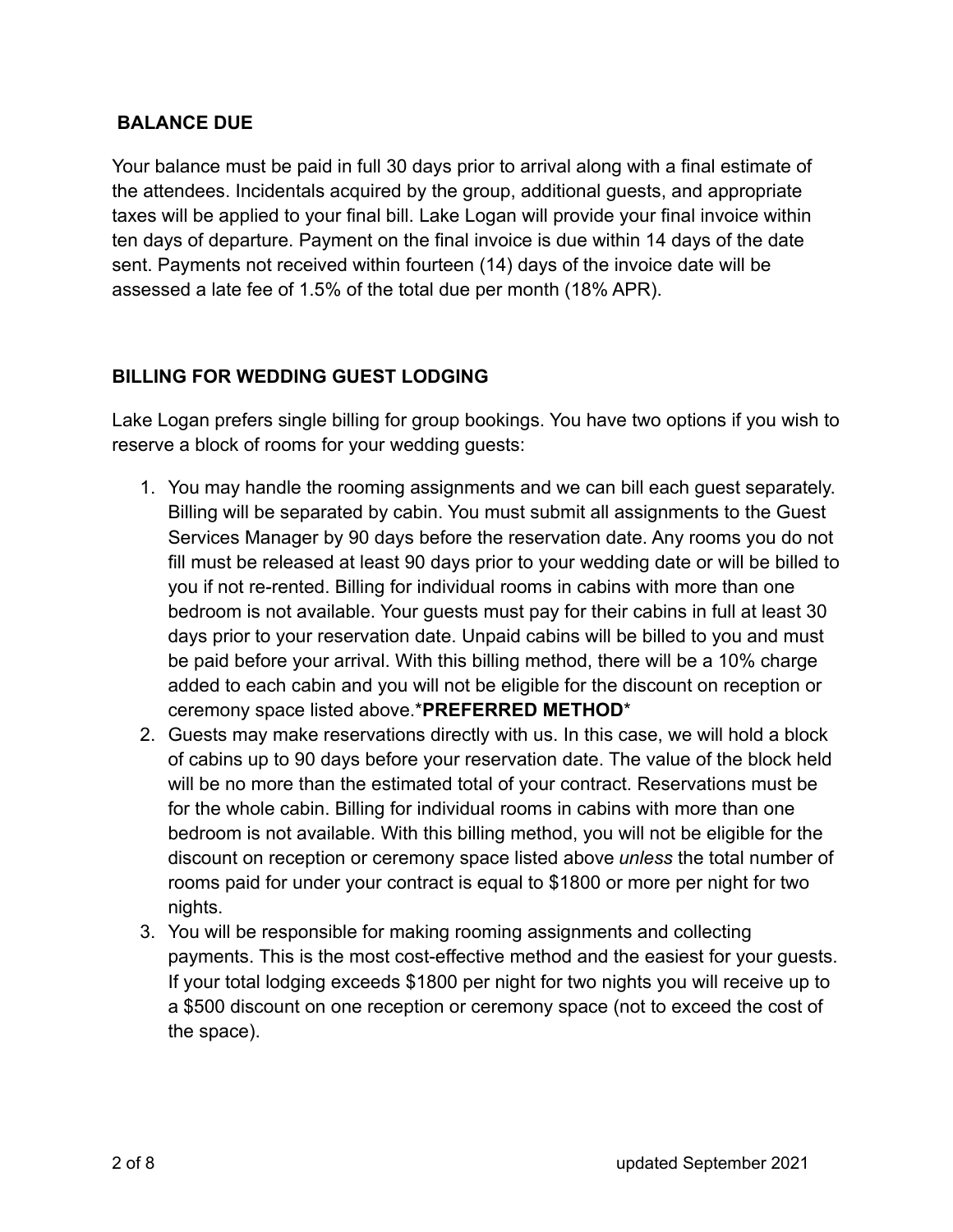## BALANCE DUE

Your balance must be paid in full 30 days prior to arrival along with a final estimate of the attendees. Incidentals acquired by the group, additional guests, and appropriate taxes will be applied to your final bill. Lake Logan will provide your final invoice within ten days of departure. Payment on the final invoice is due within 14 days of the date sent. Payments not received within fourteen (14) days of the invoice date will be assessed a late fee of 1.5% of the total due per month (18% APR).

## BILLING FOR WEDDING GUEST LODGING

Lake Logan prefers single billing for group bookings. You have two options if you wish to reserve a block of rooms for your wedding guests:

1. You may handle the rooming assignments and we can bill each guest separately. Billing will be separated by cabin. You must submit all assignments to the Guest Services Manager by 90 days before the reservation date. Any rooms you do not fill must be released at least 90 days prior to your wedding date or will be billed to you if not re-rented. Billing for individual rooms in cabins with more than one bedroom is not available. Your guests must pay for their cabins in full at least 30 days prior to your reservation date. Unpaid cabins will be billed to you and must be paid before your arrival. With this billing method, there will be a 10% charge added to each cabin and you will not be eligible for the discount on reception or ceremony space listed above.***PREFERRED METHOD***
2. Guests may make reservations directly with us. In this case, we will hold a block of cabins up to 90 days before your reservation date. The value of the block held will be no more than the estimated total of your contract. Reservations must be for the whole cabin. Billing for individual rooms in cabins with more than one bedroom is not available. With this billing method, you will not be eligible for the discount on reception or ceremony space listed above *unless* the total number of rooms paid for under your contract is equal to $1800 or more per night for two nights.
3. You will be responsible for making rooming assignments and collecting payments. This is the most cost-effective method and the easiest for your guests. If your total lodging exceeds $1800 per night for two nights you will receive up to a $500 discount on one reception or ceremony space (not to exceed the cost of the space).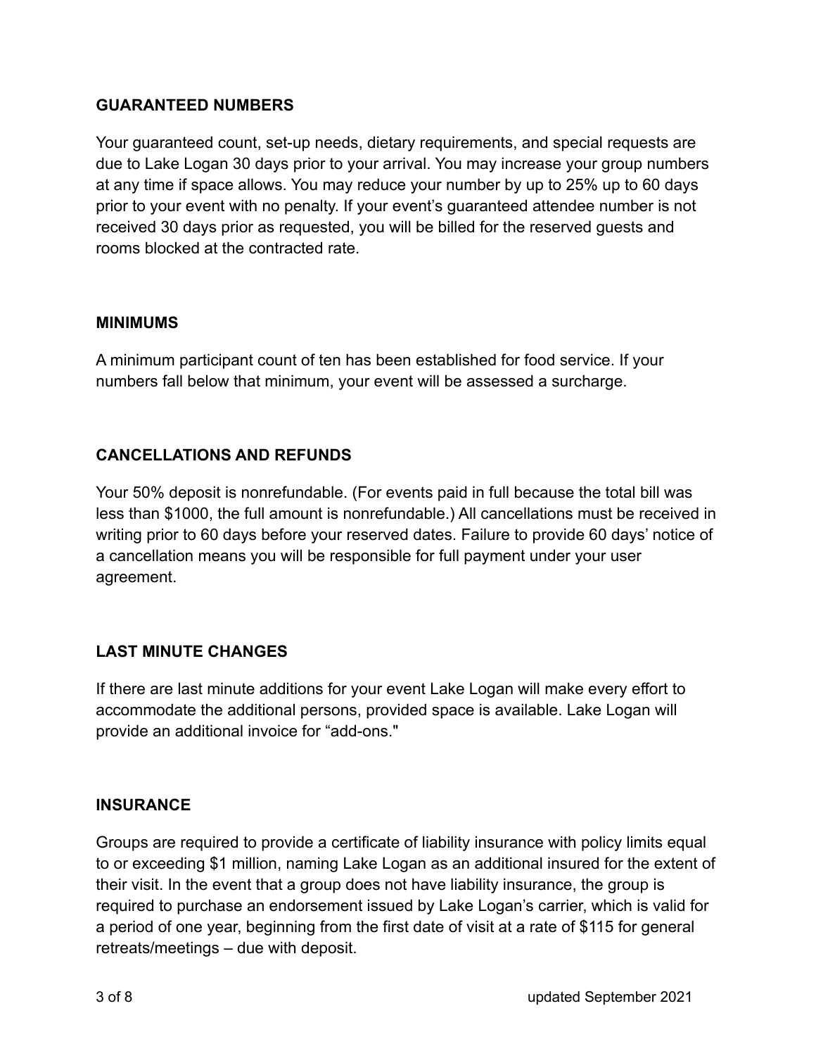## GUARANTEED NUMBERS

Your guaranteed count, set-up needs, dietary requirements, and special requests are due to Lake Logan 30 days prior to your arrival. You may increase your group numbers at any time if space allows. You may reduce your number by up to 25% up to 60 days prior to your event with no penalty. If your event's guaranteed attendee number is not received 30 days prior as requested, you will be billed for the reserved guests and rooms blocked at the contracted rate.

## MINIMUMS

A minimum participant count of ten has been established for food service. If your numbers fall below that minimum, your event will be assessed a surcharge.

## CANCELLATIONS AND REFUNDS

Your 50% deposit is nonrefundable. (For events paid in full because the total bill was less than $1000, the full amount is nonrefundable.) All cancellations must be received in writing prior to 60 days before your reserved dates. Failure to provide 60 days' notice of a cancellation means you will be responsible for full payment under your user agreement.

## LAST MINUTE CHANGES

If there are last minute additions for your event Lake Logan will make every effort to accommodate the additional persons, provided space is available. Lake Logan will provide an additional invoice for "add-ons."

## INSURANCE

Groups are required to provide a certificate of liability insurance with policy limits equal to or exceeding $1 million, naming Lake Logan as an additional insured for the extent of their visit. In the event that a group does not have liability insurance, the group is required to purchase an endorsement issued by Lake Logan's carrier, which is valid for a period of one year, beginning from the first date of visit at a rate of $115 for general retreats/meetings – due with deposit.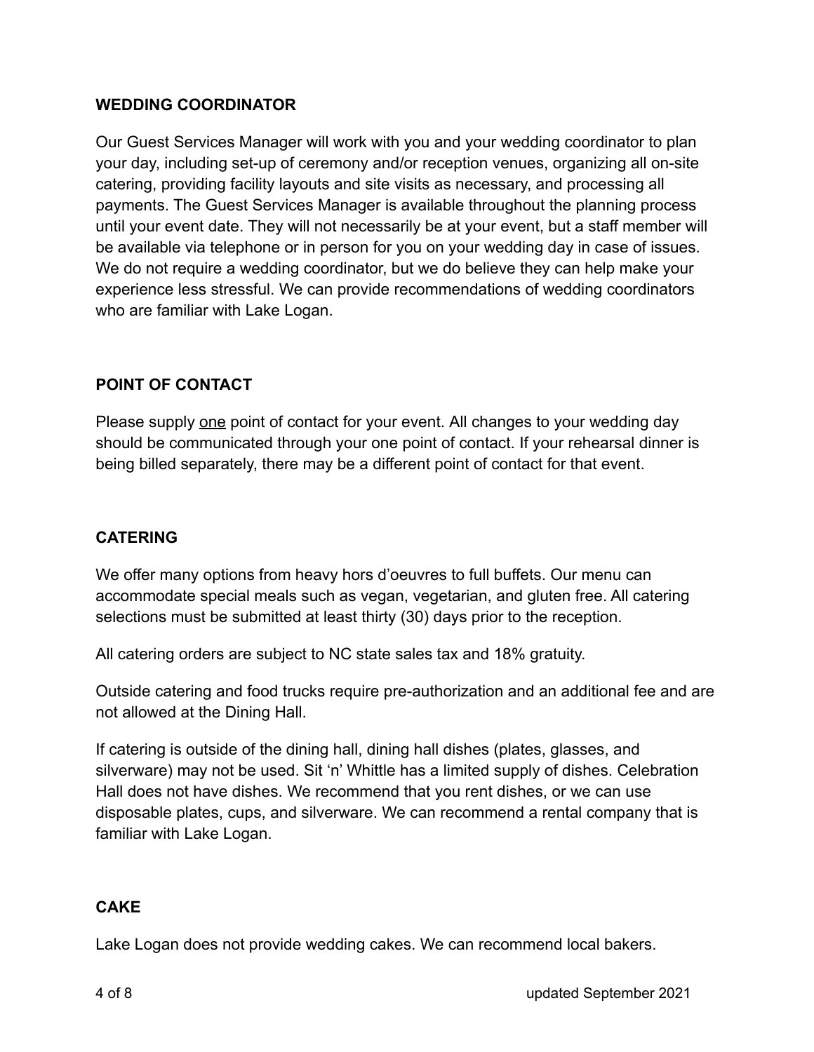## WEDDING COORDINATOR

Our Guest Services Manager will work with you and your wedding coordinator to plan your day, including set-up of ceremony and/or reception venues, organizing all on-site catering, providing facility layouts and site visits as necessary, and processing all payments. The Guest Services Manager is available throughout the planning process until your event date. They will not necessarily be at your event, but a staff member will be available via telephone or in person for you on your wedding day in case of issues. We do not require a wedding coordinator, but we do believe they can help make your experience less stressful. We can provide recommendations of wedding coordinators who are familiar with Lake Logan.

## POINT OF CONTACT

Please supply <u>one</u> point of contact for your event. All changes to your wedding day should be communicated through your one point of contact. If your rehearsal dinner is being billed separately, there may be a different point of contact for that event.

## CATERING

We offer many options from heavy hors d'oeuvres to full buffets. Our menu can accommodate special meals such as vegan, vegetarian, and gluten free. All catering selections must be submitted at least thirty (30) days prior to the reception.

All catering orders are subject to NC state sales tax and 18% gratuity.

Outside catering and food trucks require pre-authorization and an additional fee and are not allowed at the Dining Hall.

If catering is outside of the dining hall, dining hall dishes (plates, glasses, and silverware) may not be used. Sit 'n' Whittle has a limited supply of dishes. Celebration Hall does not have dishes. We recommend that you rent dishes, or we can use disposable plates, cups, and silverware. We can recommend a rental company that is familiar with Lake Logan.

## CAKE

Lake Logan does not provide wedding cakes. We can recommend local bakers.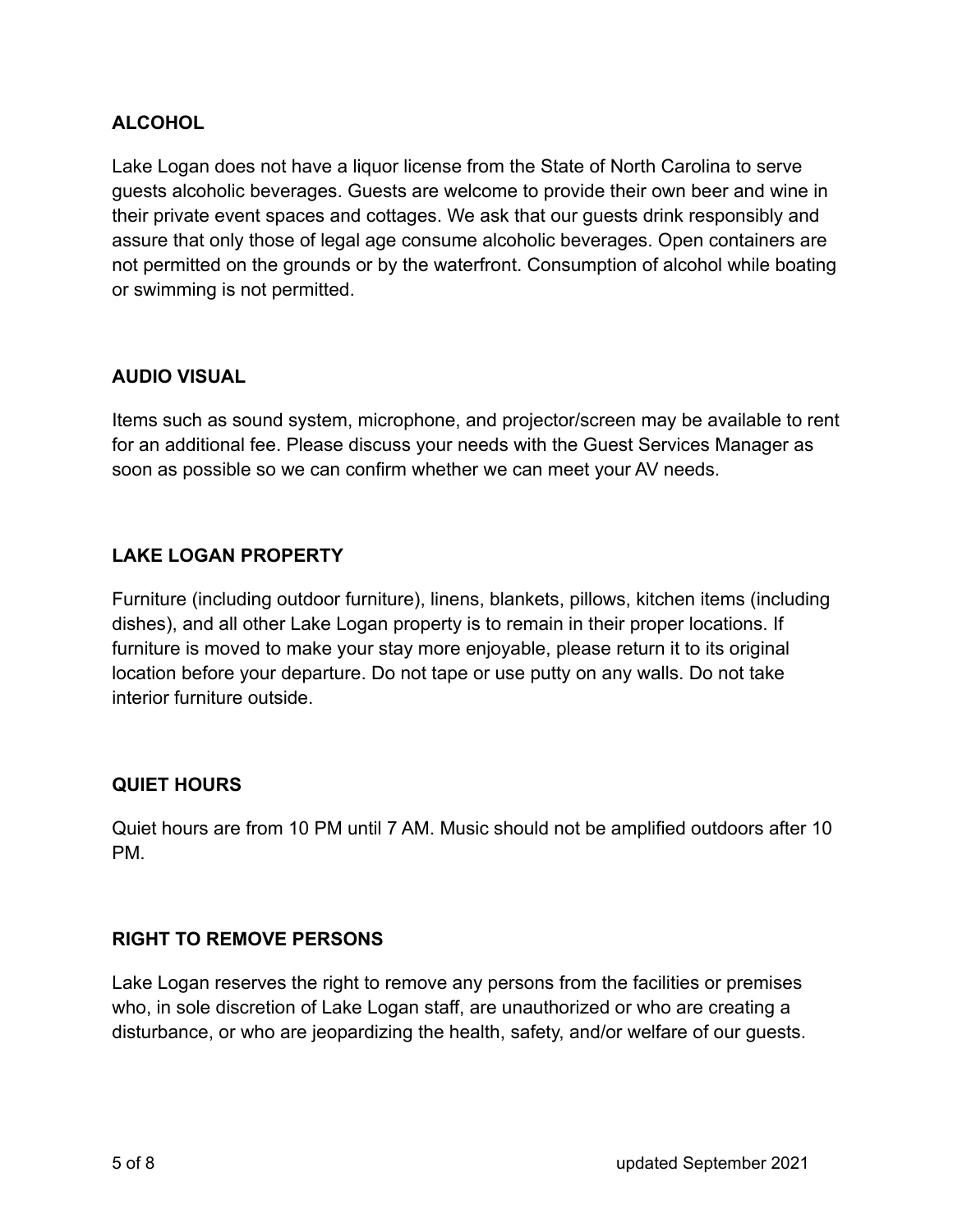## ALCOHOL

Lake Logan does not have a liquor license from the State of North Carolina to serve guests alcoholic beverages. Guests are welcome to provide their own beer and wine in their private event spaces and cottages. We ask that our guests drink responsibly and assure that only those of legal age consume alcoholic beverages. Open containers are not permitted on the grounds or by the waterfront. Consumption of alcohol while boating or swimming is not permitted.

## AUDIO VISUAL

Items such as sound system, microphone, and projector/screen may be available to rent for an additional fee. Please discuss your needs with the Guest Services Manager as soon as possible so we can confirm whether we can meet your AV needs.

## LAKE LOGAN PROPERTY

Furniture (including outdoor furniture), linens, blankets, pillows, kitchen items (including dishes), and all other Lake Logan property is to remain in their proper locations. If furniture is moved to make your stay more enjoyable, please return it to its original location before your departure. Do not tape or use putty on any walls. Do not take interior furniture outside.

## QUIET HOURS

Quiet hours are from 10 PM until 7 AM. Music should not be amplified outdoors after 10 PM.

## RIGHT TO REMOVE PERSONS

Lake Logan reserves the right to remove any persons from the facilities or premises who, in sole discretion of Lake Logan staff, are unauthorized or who are creating a disturbance, or who are jeopardizing the health, safety, and/or welfare of our guests.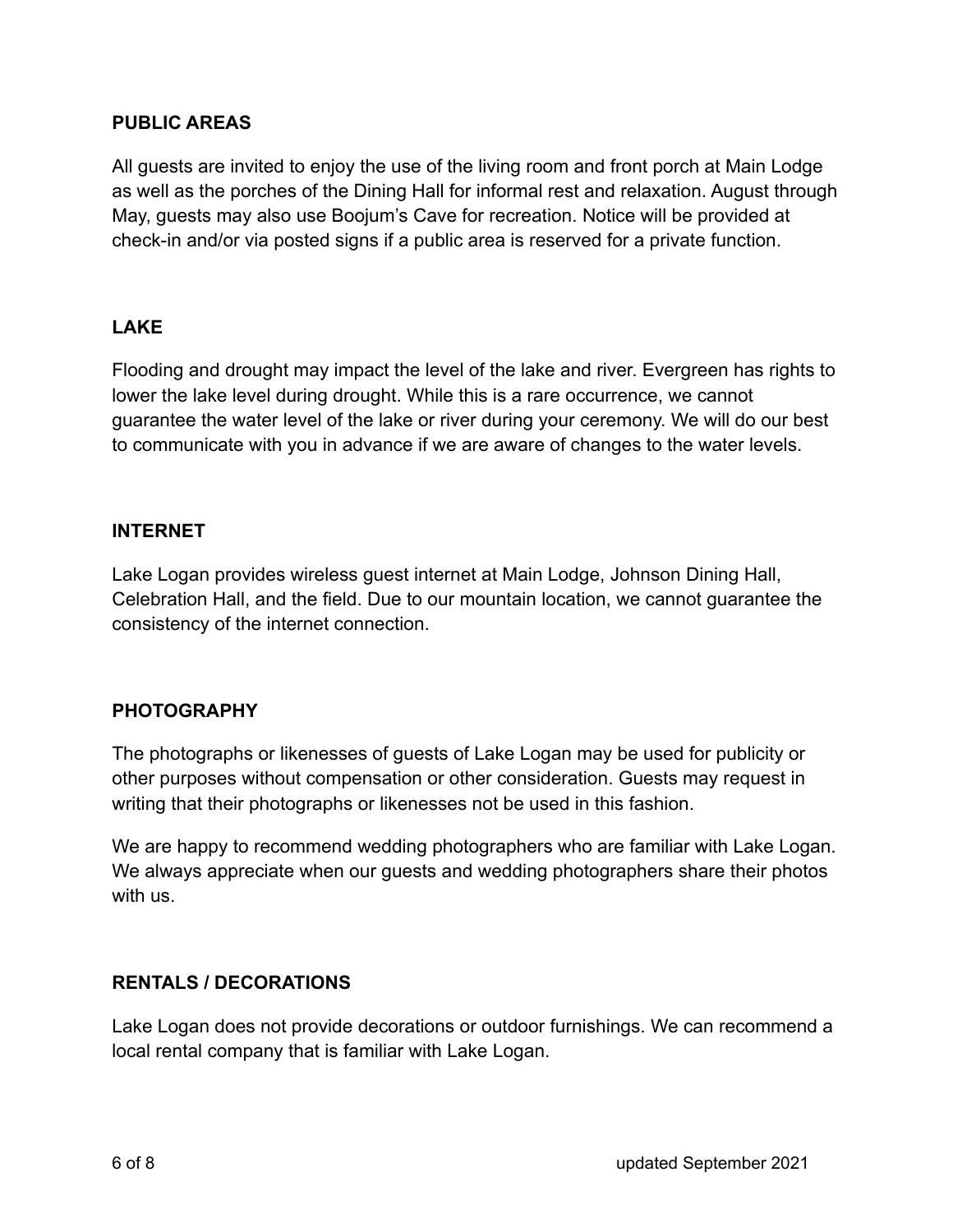## PUBLIC AREAS

All guests are invited to enjoy the use of the living room and front porch at Main Lodge as well as the porches of the Dining Hall for informal rest and relaxation. August through May, guests may also use Boojum's Cave for recreation. Notice will be provided at check-in and/or via posted signs if a public area is reserved for a private function.

## LAKE

Flooding and drought may impact the level of the lake and river. Evergreen has rights to lower the lake level during drought. While this is a rare occurrence, we cannot guarantee the water level of the lake or river during your ceremony. We will do our best to communicate with you in advance if we are aware of changes to the water levels.

## INTERNET

Lake Logan provides wireless guest internet at Main Lodge, Johnson Dining Hall, Celebration Hall, and the field. Due to our mountain location, we cannot guarantee the consistency of the internet connection.

## PHOTOGRAPHY

The photographs or likenesses of guests of Lake Logan may be used for publicity or other purposes without compensation or other consideration. Guests may request in writing that their photographs or likenesses not be used in this fashion.

We are happy to recommend wedding photographers who are familiar with Lake Logan. We always appreciate when our guests and wedding photographers share their photos with us.

## RENTALS / DECORATIONS

Lake Logan does not provide decorations or outdoor furnishings. We can recommend a local rental company that is familiar with Lake Logan.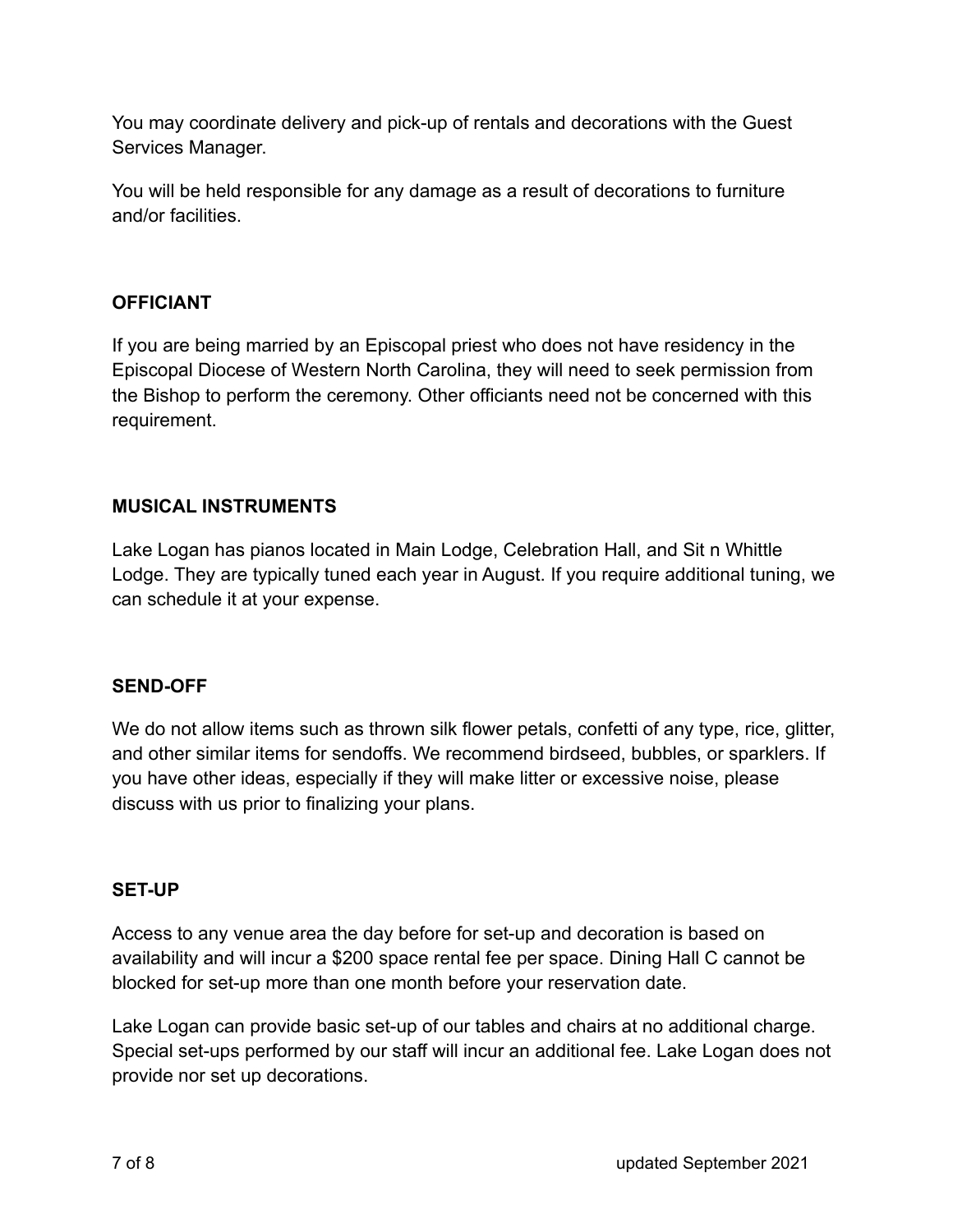You may coordinate delivery and pick-up of rentals and decorations with the Guest Services Manager.

You will be held responsible for any damage as a result of decorations to furniture and/or facilities.

**OFFICIANT**

If you are being married by an Episcopal priest who does not have residency in the Episcopal Diocese of Western North Carolina, they will need to seek permission from the Bishop to perform the ceremony. Other officiants need not be concerned with this requirement.

**MUSICAL INSTRUMENTS**

Lake Logan has pianos located in Main Lodge, Celebration Hall, and Sit n Whittle Lodge. They are typically tuned each year in August. If you require additional tuning, we can schedule it at your expense.

**SEND-OFF**

We do not allow items such as thrown silk flower petals, confetti of any type, rice, glitter, and other similar items for sendoffs. We recommend birdseed, bubbles, or sparklers. If you have other ideas, especially if they will make litter or excessive noise, please discuss with us prior to finalizing your plans.

**SET-UP**

Access to any venue area the day before for set-up and decoration is based on availability and will incur a $200 space rental fee per space. Dining Hall C cannot be blocked for set-up more than one month before your reservation date.

Lake Logan can provide basic set-up of our tables and chairs at no additional charge. Special set-ups performed by our staff will incur an additional fee. Lake Logan does not provide nor set up decorations.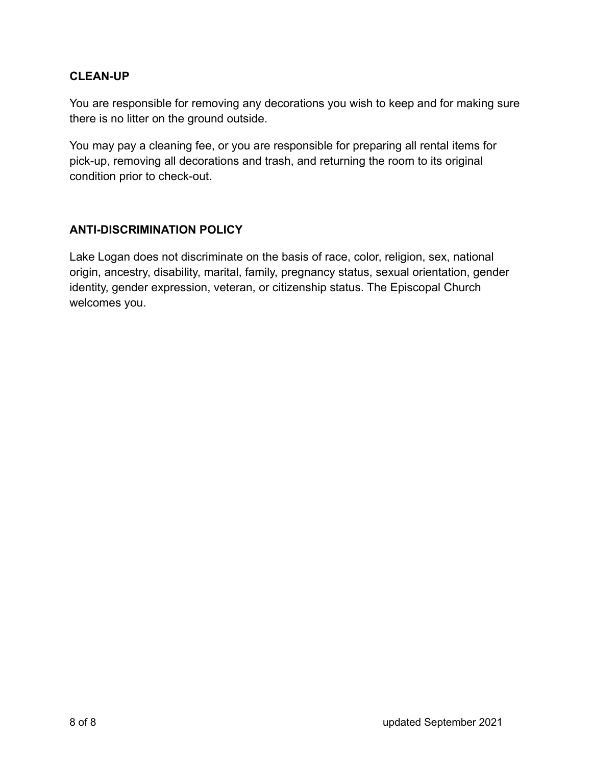**CLEAN-UP**

You are responsible for removing any decorations you wish to keep and for making sure there is no litter on the ground outside.

You may pay a cleaning fee, or you are responsible for preparing all rental items for pick-up, removing all decorations and trash, and returning the room to its original condition prior to check-out.

**ANTI-DISCRIMINATION POLICY**

Lake Logan does not discriminate on the basis of race, color, religion, sex, national origin, ancestry, disability, marital, family, pregnancy status, sexual orientation, gender identity, gender expression, veteran, or citizenship status. The Episcopal Church welcomes you.